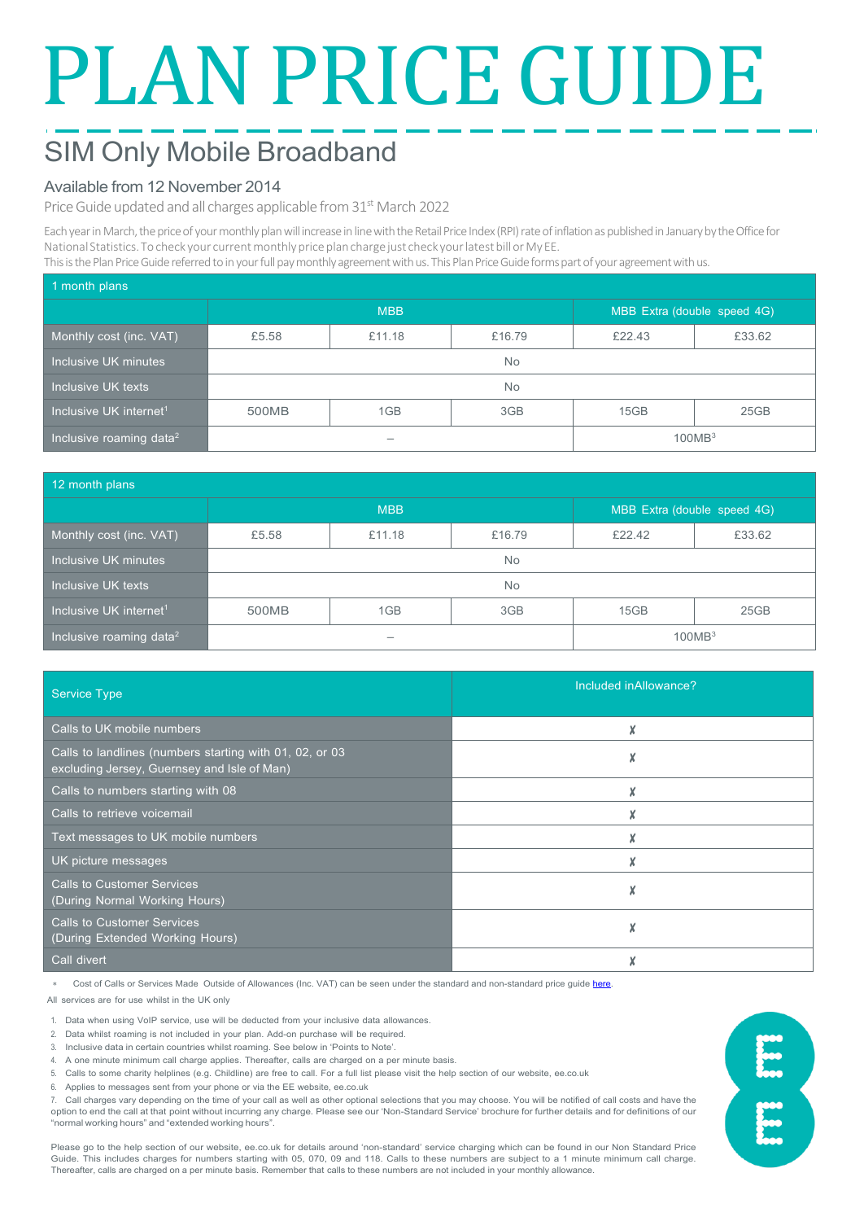# PLAN PRICE GUIDE

## SIM Only Mobile Broadband

### Available from 12 November 2014

Price Guide updated and all charges applicable from 31st March 2022

Each year in March, the price of your monthly plan will increase in line with the Retail Price Index (RPI) rate of inflation as published in January by the Office for National Statistics. To check your current monthly price plan charge just check your latest bill or My EE.
This is the Plan Price Guide referred to in your full pay monthly agreement with us. This Plan Price Guide forms part of your agreement with us.

| 1 month plans | | | | | |
|---|---|---|---|---|---|
| | MBB | | | MBB Extra (double speed 4G) | |
| Monthly cost (inc. VAT) | £5.58 | £11.18 | £16.79 | £22.43 | £33.62 |
| Inclusive UK minutes | No | | | | |
| Inclusive UK texts | No | | | | |
| Inclusive UK internet[1] | 500MB | 1GB | 3GB | 15GB | 25GB |
| Inclusive roaming data[2] | – | | | 100MB[3] | |

| 12 month plans | | | | | |
|---|---|---|---|---|---|
| | MBB | | | MBB Extra (double speed 4G) | |
| Monthly cost (inc. VAT) | £5.58 | £11.18 | £16.79 | £22.42 | £33.62 |
| Inclusive UK minutes | No | | | | |
| Inclusive UK texts | No | | | | |
| Inclusive UK internet[1] | 500MB | 1GB | 3GB | 15GB | 25GB |
| Inclusive roaming data[2] | – | | | 100MB[3] | |

| Service Type | Included inAllowance? |
|---|---|
| Calls to UK mobile numbers | ✗ |
| Calls to landlines (numbers starting with 01, 02, or 03 excluding Jersey, Guernsey and Isle of Man) | ✗ |
| Calls to numbers starting with 08 | ✗ |
| Calls to retrieve voicemail | ✗ |
| Text messages to UK mobile numbers | ✗ |
| UK picture messages | ✗ |
| Calls to Customer Services (During Normal Working Hours) | ✗ |
| Calls to Customer Services (During Extended Working Hours) | ✗ |
| Call divert | ✗ |

* Cost of Calls or Services Made Outside of Allowances (Inc. VAT) can be seen under the standard and non-standard price guide here.

All services are for use whilst in the UK only

1. Data when using VoIP service, use will be deducted from your inclusive data allowances.
2. Data whilst roaming is not included in your plan. Add-on purchase will be required.
3. Inclusive data in certain countries whilst roaming. See below in 'Points to Note'.
4. A one minute minimum call charge applies. Thereafter, calls are charged on a per minute basis.
5. Calls to some charity helplines (e.g. Childline) are free to call. For a full list please visit the help section of our website, ee.co.uk
6. Applies to messages sent from your phone or via the EE website, ee.co.uk
7. Call charges vary depending on the time of your call as well as other optional selections that you may choose. You will be notified of call costs and have the option to end the call at that point without incurring any charge. Please see our 'Non-Standard Service' brochure for further details and for definitions of our "normal working hours" and "extended working hours".

Please go to the help section of our website, ee.co.uk for details around 'non-standard' service charging which can be found in our Non Standard Price Guide. This includes charges for numbers starting with 05, 070, 09 and 118. Calls to these numbers are subject to a 1 minute minimum call charge. Thereafter, calls are charged on a per minute basis. Remember that calls to these numbers are not included in your monthly allowance.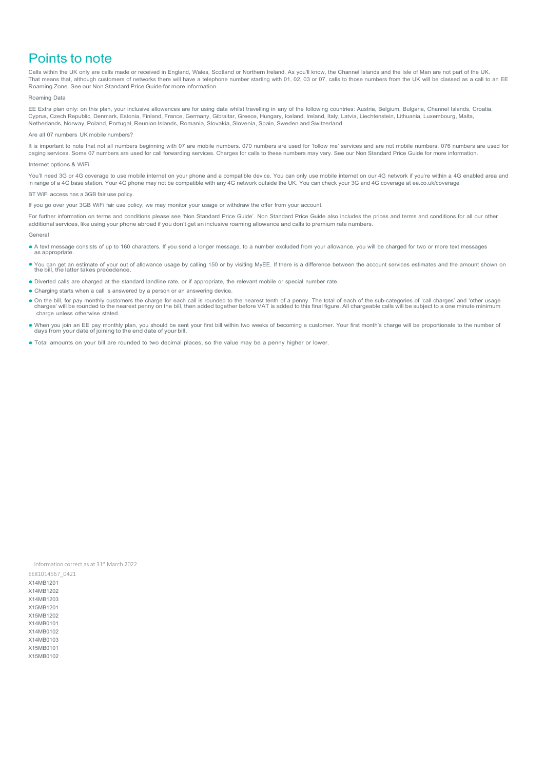# Points to note

Calls within the UK only are calls made or received in England, Wales, Scotland or Northern Ireland. As you'll know, the Channel Islands and the Isle of Man are not part of the UK. That means that, although customers of networks there will have a telephone number starting with 01, 02, 03 or 07, calls to those numbers from the UK will be classed as a call to an EE Roaming Zone. See our Non Standard Price Guide for more information.

Roaming Data

EE Extra plan only: on this plan, your inclusive allowances are for using data whilst travelling in any of the following countries: Austria, Belgium, Bulgaria, Channel Islands, Croatia, Cyprus, Czech Republic, Denmark, Estonia, Finland, France, Germany, Gibraltar, Greece, Hungary, Iceland, Ireland, Italy, Latvia, Liechtenstein, Lithuania, Luxembourg, Malta, Netherlands, Norway, Poland, Portugal, Reunion Islands, Romania, Slovakia, Slovenia, Spain, Sweden and Switzerland.

Are all 07 numbers UK mobile numbers?

It is important to note that not all numbers beginning with 07 are mobile numbers. 070 numbers are used for 'follow me' services and are not mobile numbers. 076 numbers are used for paging services. Some 07 numbers are used for call forwarding services. Charges for calls to these numbers may vary. See our Non Standard Price Guide for more information.

Internet options & WiFi

You'll need 3G or 4G coverage to use mobile internet on your phone and a compatible device. You can only use mobile internet on our 4G network if you're within a 4G enabled area and in range of a 4G base station. Your 4G phone may not be compatible with any 4G network outside the UK. You can check your 3G and 4G coverage at ee.co.uk/coverage

BT WiFi access has a 3GB fair use policy.

If you go over your 3GB WiFi fair use policy, we may monitor your usage or withdraw the offer from your account.

For further information on terms and conditions please see 'Non Standard Price Guide'. Non Standard Price Guide also includes the prices and terms and conditions for all our other additional services, like using your phone abroad if you don't get an inclusive roaming allowance and calls to premium rate numbers.

General

- A text message consists of up to 160 characters. If you send a longer message, to a number excluded from your allowance, you will be charged for two or more text messages as appropriate.
- You can get an estimate of your out of allowance usage by calling 150 or by visiting MyEE. If there is a difference between the account services estimates and the amount shown on the bill, the latter takes precedence.
- Diverted calls are charged at the standard landline rate, or if appropriate, the relevant mobile or special number rate.
- Charging starts when a call is answered by a person or an answering device.
- On the bill, for pay monthly customers the charge for each call is rounded to the nearest tenth of a penny. The total of each of the sub-categories of 'call charges' and 'other usage charges' will be rounded to the nearest penny on the bill, then added together before VAT is added to this final figure. All chargeable calls will be subject to a one minute minimum charge unless otherwise stated.
- When you join an EE pay monthly plan, you should be sent your first bill within two weeks of becoming a customer. Your first month's charge will be proportionate to the number of days from your date of joining to the end date of your bill.
- Total amounts on your bill are rounded to two decimal places, so the value may be a penny higher or lower.

Information correct as at 31st March 2022

EE81014567_0421

X14MB1201
X14MB1202
X14MB1203
X15MB1201
X15MB1202
X14MB0101
X14MB0102
X14MB0103
X15MB0101
X15MB0102